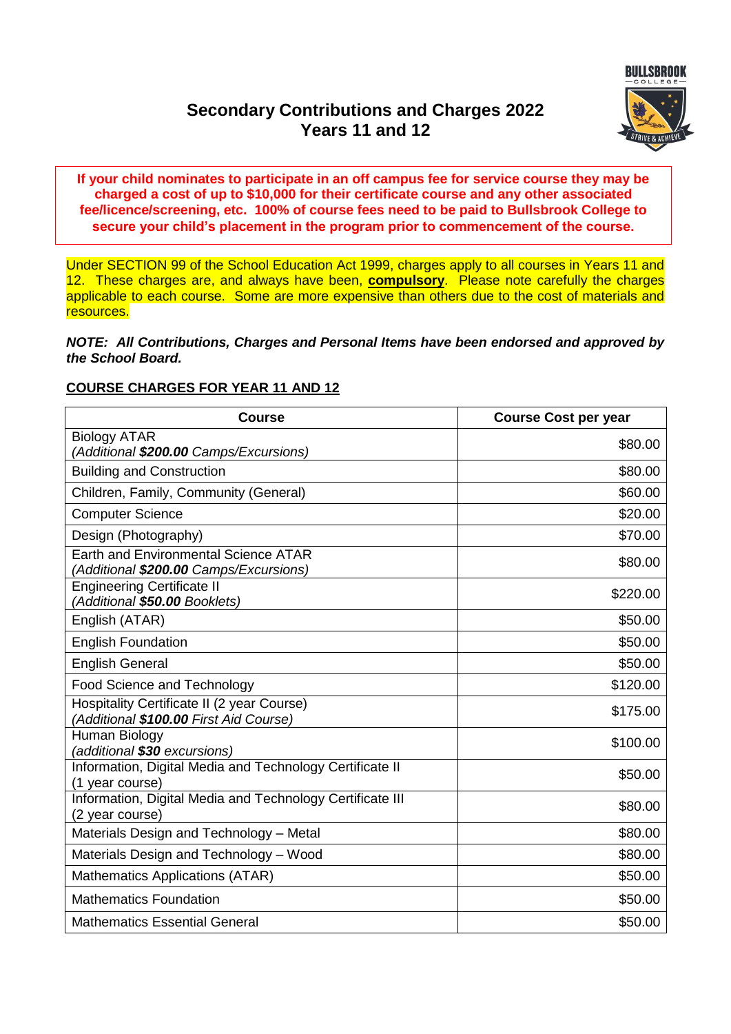# Secondary Contributions and Charges 2022
# Years 11 and 12

**If your child nominates to participate in an off campus fee for service course they may be charged a cost of up to $10,000 for their certificate course and any other associated fee/licence/screening, etc. 100% of course fees need to be paid to Bullsbrook College to secure your child's placement in the program prior to commencement of the course.**

Under SECTION 99 of the School Education Act 1999, charges apply to all courses in Years 11 and 12. These charges are, and always have been, **compulsory**. Please note carefully the charges applicable to each course. Some are more expensive than others due to the cost of materials and resources.

***NOTE: All Contributions, Charges and Personal Items have been endorsed and approved by the School Board.***

## COURSE CHARGES FOR YEAR 11 AND 12

| Course | Course Cost per year |
|---|---|
| Biology ATAR<br>*(Additional **$200.00** Camps/Excursions)* | $80.00 |
| Building and Construction | $80.00 |
| Children, Family, Community (General) | $60.00 |
| Computer Science | $20.00 |
| Design (Photography) | $70.00 |
| Earth and Environmental Science ATAR<br>*(Additional **$200.00** Camps/Excursions)* | $80.00 |
| Engineering Certificate II<br>*(Additional **$50.00** Booklets)* | $220.00 |
| English (ATAR) | $50.00 |
| English Foundation | $50.00 |
| English General | $50.00 |
| Food Science and Technology | $120.00 |
| Hospitality Certificate II (2 year Course)<br>*(Additional **$100.00** First Aid Course)* | $175.00 |
| Human Biology<br>*(additional **$30** excursions)* | $100.00 |
| Information, Digital Media and Technology Certificate II<br>(1 year course) | $50.00 |
| Information, Digital Media and Technology Certificate III<br>(2 year course) | $80.00 |
| Materials Design and Technology – Metal | $80.00 |
| Materials Design and Technology – Wood | $80.00 |
| Mathematics Applications (ATAR) | $50.00 |
| Mathematics Foundation | $50.00 |
| Mathematics Essential General | $50.00 |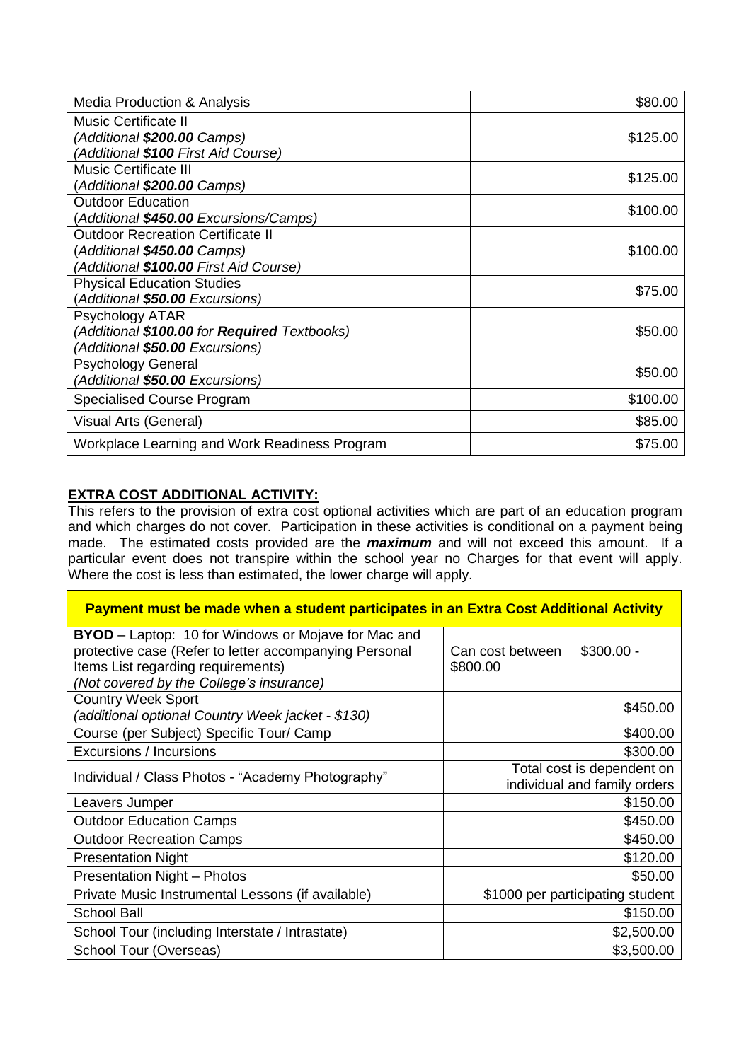| | |
|---|---|
| Media Production & Analysis | $80.00 |
| Music Certificate II<br>*(Additional **$200.00** Camps)*<br>*(Additional **$100** First Aid Course)* | $125.00 |
| Music Certificate III<br>(*Additional **$200.00** Camps)* | $125.00 |
| Outdoor Education<br>(*Additional **$450.00** Excursions/Camps)* | $100.00 |
| Outdoor Recreation Certificate II<br>(*Additional **$450.00** Camps)*<br>*(Additional **$100.00** First Aid Course)* | $100.00 |
| Physical Education Studies<br>(*Additional **$50.00** Excursions)* | $75.00 |
| Psychology ATAR<br>*(Additional **$100.00** for **Required** Textbooks)*<br>*(Additional **$50.00** Excursions)* | $50.00 |
| Psychology General<br>*(Additional **$50.00** Excursions)* | $50.00 |
| Specialised Course Program | $100.00 |
| Visual Arts (General) | $85.00 |
| Workplace Learning and Work Readiness Program | $75.00 |

**EXTRA COST ADDITIONAL ACTIVITY:**

This refers to the provision of extra cost optional activities which are part of an education program and which charges do not cover. Participation in these activities is conditional on a payment being made. The estimated costs provided are the ***maximum*** and will not exceed this amount. If a particular event does not transpire within the school year no Charges for that event will apply. Where the cost is less than estimated, the lower charge will apply.

| **Payment must be made when a student participates in an Extra Cost Additional Activity** | |
|---|---|
| **BYOD** – Laptop: 10 for Windows or Mojave for Mac and protective case (Refer to letter accompanying Personal Items List regarding requirements)<br>*(Not covered by the College's insurance)* | Can cost between $300.00 - $800.00 |
| Country Week Sport<br>*(additional optional Country Week jacket - $130)* | $450.00 |
| Course (per Subject) Specific Tour/ Camp | $400.00 |
| Excursions / Incursions | $300.00 |
| Individual / Class Photos - "Academy Photography" | Total cost is dependent on individual and family orders |
| Leavers Jumper | $150.00 |
| Outdoor Education Camps | $450.00 |
| Outdoor Recreation Camps | $450.00 |
| Presentation Night | $120.00 |
| Presentation Night – Photos | $50.00 |
| Private Music Instrumental Lessons (if available) | $1000 per participating student |
| School Ball | $150.00 |
| School Tour (including Interstate / Intrastate) | $2,500.00 |
| School Tour (Overseas) | $3,500.00 |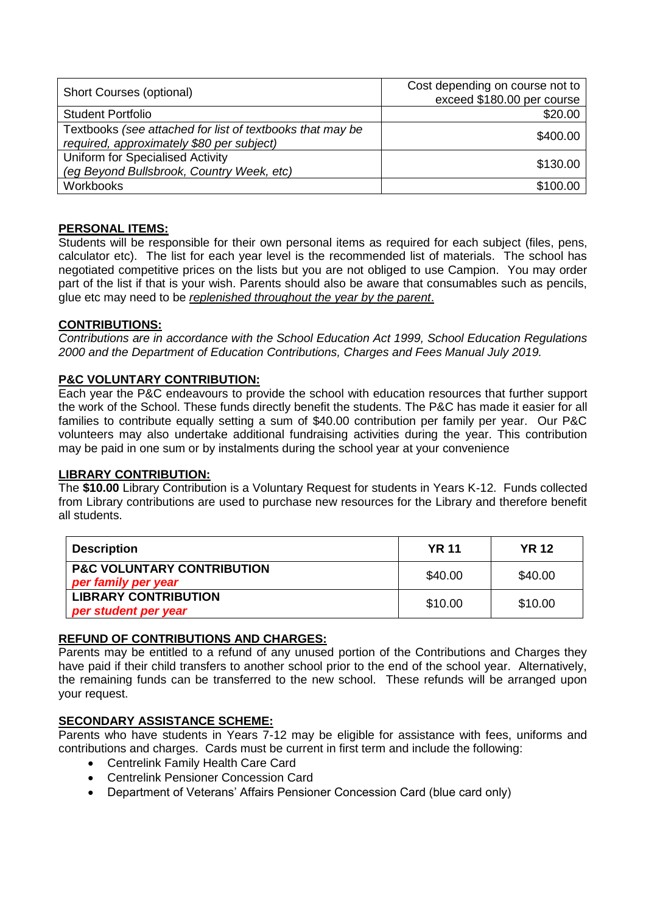| Short Courses (optional) | Cost depending on course not to exceed $180.00 per course |
|---|---|
| Student Portfolio | $20.00 |
| Textbooks *(see attached for list of textbooks that may be required, approximately $80 per subject)* | $400.00 |
| Uniform for Specialised Activity *(eg Beyond Bullsbrook, Country Week, etc)* | $130.00 |
| Workbooks | $100.00 |

## PERSONAL ITEMS:

Students will be responsible for their own personal items as required for each subject (files, pens, calculator etc). The list for each year level is the recommended list of materials. The school has negotiated competitive prices on the lists but you are not obliged to use Campion. You may order part of the list if that is your wish. Parents should also be aware that consumables such as pencils, glue etc may need to be *replenished throughout the year by the parent*.

## CONTRIBUTIONS:

*Contributions are in accordance with the School Education Act 1999, School Education Regulations 2000 and the Department of Education Contributions, Charges and Fees Manual July 2019.*

## P&C VOLUNTARY CONTRIBUTION:

Each year the P&C endeavours to provide the school with education resources that further support the work of the School. These funds directly benefit the students. The P&C has made it easier for all families to contribute equally setting a sum of $40.00 contribution per family per year. Our P&C volunteers may also undertake additional fundraising activities during the year. This contribution may be paid in one sum or by instalments during the school year at your convenience

## LIBRARY CONTRIBUTION:

The **$10.00** Library Contribution is a Voluntary Request for students in Years K-12. Funds collected from Library contributions are used to purchase new resources for the Library and therefore benefit all students.

| **Description** | **YR 11** | **YR 12** |
|---|---|---|
| **P&C VOLUNTARY CONTRIBUTION** ***per family per year*** | $40.00 | $40.00 |
| **LIBRARY CONTRIBUTION** ***per student per year*** | $10.00 | $10.00 |

## REFUND OF CONTRIBUTIONS AND CHARGES:

Parents may be entitled to a refund of any unused portion of the Contributions and Charges they have paid if their child transfers to another school prior to the end of the school year. Alternatively, the remaining funds can be transferred to the new school. These refunds will be arranged upon your request.

## SECONDARY ASSISTANCE SCHEME:

Parents who have students in Years 7-12 may be eligible for assistance with fees, uniforms and contributions and charges. Cards must be current in first term and include the following:

- Centrelink Family Health Care Card
- Centrelink Pensioner Concession Card
- Department of Veterans' Affairs Pensioner Concession Card (blue card only)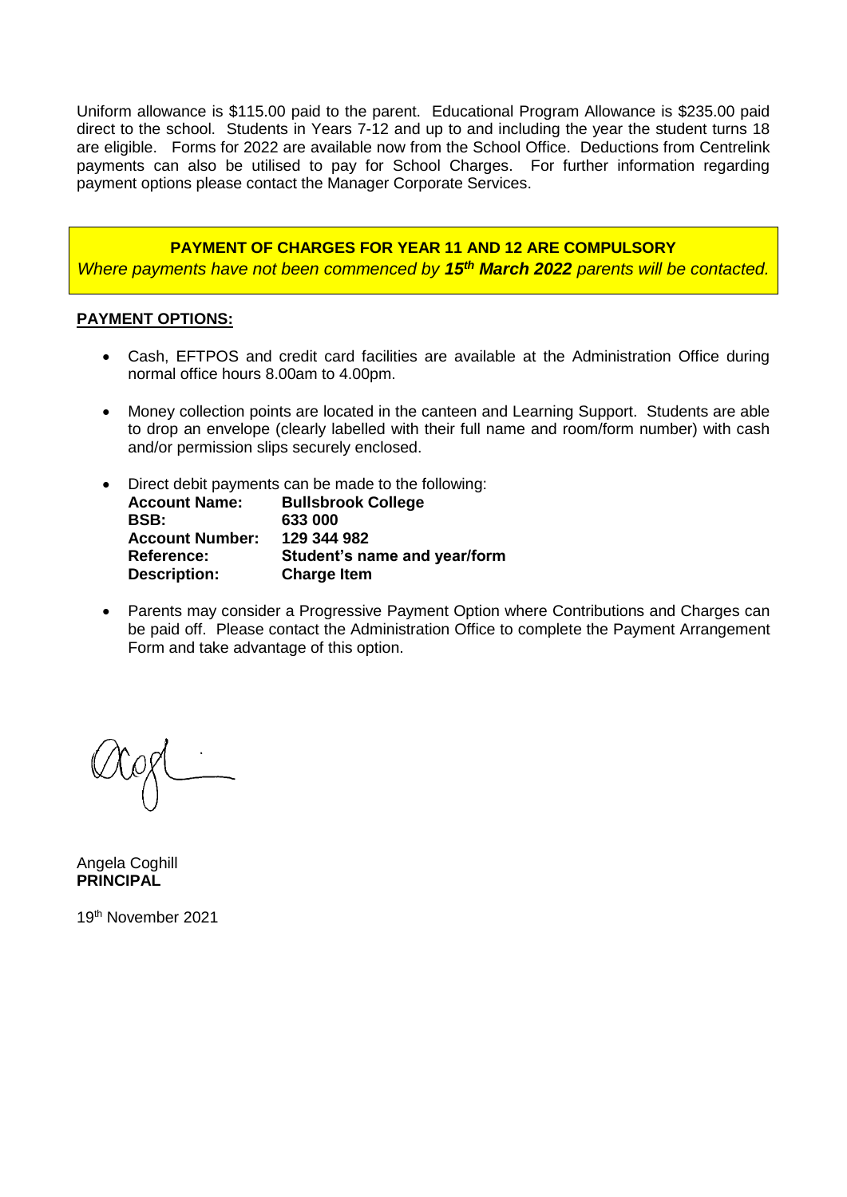Uniform allowance is $115.00 paid to the parent. Educational Program Allowance is $235.00 paid direct to the school. Students in Years 7-12 and up to and including the year the student turns 18 are eligible. Forms for 2022 are available now from the School Office. Deductions from Centrelink payments can also be utilised to pay for School Charges. For further information regarding payment options please contact the Manager Corporate Services.

**PAYMENT OF CHARGES FOR YEAR 11 AND 12 ARE COMPULSORY**

*Where payments have not been commenced by **15th March 2022** parents will be contacted.*

**PAYMENT OPTIONS:**

- Cash, EFTPOS and credit card facilities are available at the Administration Office during normal office hours 8.00am to 4.00pm.
- Money collection points are located in the canteen and Learning Support. Students are able to drop an envelope (clearly labelled with their full name and room/form number) with cash and/or permission slips securely enclosed.
- Direct debit payments can be made to the following:

| | |
|---|---|
| **Account Name:** | **Bullsbrook College** |
| **BSB:** | **633 000** |
| **Account Number:** | **129 344 982** |
| **Reference:** | **Student's name and year/form** |
| **Description:** | **Charge Item** |

- Parents may consider a Progressive Payment Option where Contributions and Charges can be paid off. Please contact the Administration Office to complete the Payment Arrangement Form and take advantage of this option.

Angela Coghill
**PRINCIPAL**

19th November 2021